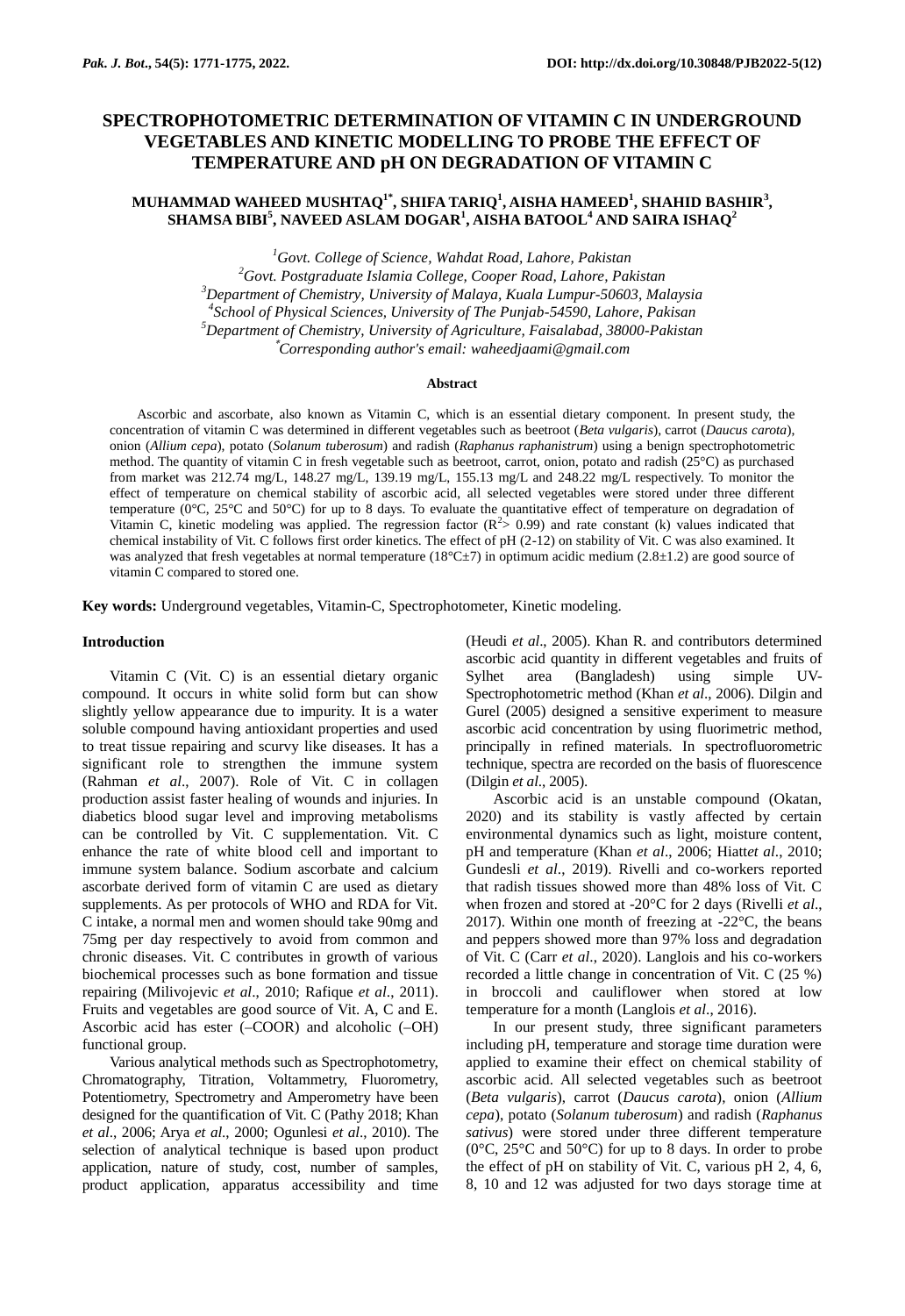# SPECTROPHOTOMETRIC DETERMINATION OF VITAMIN C IN UNDERGROUND VEGETABLES AND KINETIC MODELLING TO PROBE THE EFFECT OF TEMPERATURE AND pH ON DEGRADATION OF VITAMIN C

**MUHAMMAD WAHEED MUSHTAQ[1*], SHIFA TARIQ[1], AISHA HAMEED[1], SHAHID BASHIR[3], SHAMSA BIBI[5], NAVEED ASLAM DOGAR[1], AISHA BATOOL[4] AND SAIRA ISHAQ[2]**

[1]*Govt. College of Science, Wahdat Road, Lahore, Pakistan*
[2]*Govt. Postgraduate Islamia College, Cooper Road, Lahore, Pakistan*
[3]*Department of Chemistry, University of Malaya, Kuala Lumpur-50603, Malaysia*
[4]*School of Physical Sciences, University of The Punjab-54590, Lahore, Pakisan*
[5]*Department of Chemistry, University of Agriculture, Faisalabad, 38000-Pakistan*
[*]*Corresponding author's email: waheedjaami@gmail.com*

## Abstract

Ascorbic and ascorbate, also known as Vitamin C, which is an essential dietary component. In present study, the concentration of vitamin C was determined in different vegetables such as beetroot (*Beta vulgaris*), carrot (*Daucus carota*), onion (*Allium cepa*), potato (*Solanum tuberosum*) and radish (*Raphanus raphanistrum*) using a benign spectrophotometric method. The quantity of vitamin C in fresh vegetable such as beetroot, carrot, onion, potato and radish (25°C) as purchased from market was 212.74 mg/L, 148.27 mg/L, 139.19 mg/L, 155.13 mg/L and 248.22 mg/L respectively. To monitor the effect of temperature on chemical stability of ascorbic acid, all selected vegetables were stored under three different temperature (0°C, 25°C and 50°C) for up to 8 days. To evaluate the quantitative effect of temperature on degradation of Vitamin C, kinetic modeling was applied. The regression factor ($R^2$> 0.99) and rate constant (k) values indicated that chemical instability of Vit. C follows first order kinetics. The effect of pH (2-12) on stability of Vit. C was also examined. It was analyzed that fresh vegetables at normal temperature (18°C±7) in optimum acidic medium (2.8±1.2) are good source of vitamin C compared to stored one.

**Key words:** Underground vegetables, Vitamin-C, Spectrophotometer, Kinetic modeling.

## Introduction

Vitamin C (Vit. C) is an essential dietary organic compound. It occurs in white solid form but can show slightly yellow appearance due to impurity. It is a water soluble compound having antioxidant properties and used to treat tissue repairing and scurvy like diseases. It has a significant role to strengthen the immune system (Rahman *et al*., 2007). Role of Vit. C in collagen production assist faster healing of wounds and injuries. In diabetics blood sugar level and improving metabolisms can be controlled by Vit. C supplementation. Vit. C enhance the rate of white blood cell and important to immune system balance. Sodium ascorbate and calcium ascorbate derived form of vitamin C are used as dietary supplements. As per protocols of WHO and RDA for Vit. C intake, a normal men and women should take 90mg and 75mg per day respectively to avoid from common and chronic diseases. Vit. C contributes in growth of various biochemical processes such as bone formation and tissue repairing (Milivojevic *et al*., 2010; Rafique *et al*., 2011). Fruits and vegetables are good source of Vit. A, C and E. Ascorbic acid has ester (–COOR) and alcoholic (–OH) functional group.

Various analytical methods such as Spectrophotometry, Chromatography, Titration, Voltammetry, Fluorometry, Potentiometry, Spectrometry and Amperometry have been designed for the quantification of Vit. C (Pathy 2018; Khan *et al*., 2006; Arya *et al*., 2000; Ogunlesi *et al*., 2010). The selection of analytical technique is based upon product application, nature of study, cost, number of samples, product application, apparatus accessibility and time (Heudi *et al*., 2005). Khan R. and contributors determined ascorbic acid quantity in different vegetables and fruits of Sylhet area (Bangladesh) using simple UV-Spectrophotometric method (Khan *et al*., 2006). Dilgin and Gurel (2005) designed a sensitive experiment to measure ascorbic acid concentration by using fluorimetric method, principally in refined materials. In spectrofluorometric technique, spectra are recorded on the basis of fluorescence (Dilgin *et al*., 2005).

Ascorbic acid is an unstable compound (Okatan, 2020) and its stability is vastly affected by certain environmental dynamics such as light, moisture content, pH and temperature (Khan *et al*., 2006; Hiatt*et al*., 2010; Gundesli *et al*., 2019). Rivelli and co-workers reported that radish tissues showed more than 48% loss of Vit. C when frozen and stored at -20°C for 2 days (Rivelli *et al*., 2017). Within one month of freezing at -22°C, the beans and peppers showed more than 97% loss and degradation of Vit. C (Carr *et al*., 2020). Langlois and his co-workers recorded a little change in concentration of Vit. C (25 %) in broccoli and cauliflower when stored at low temperature for a month (Langlois *et al*., 2016).

In our present study, three significant parameters including pH, temperature and storage time duration were applied to examine their effect on chemical stability of ascorbic acid. All selected vegetables such as beetroot (*Beta vulgaris*), carrot (*Daucus carota*), onion (*Allium cepa*), potato (*Solanum tuberosum*) and radish (*Raphanus sativus*) were stored under three different temperature (0°C, 25°C and 50°C) for up to 8 days. In order to probe the effect of pH on stability of Vit. C, various pH 2, 4, 6, 8, 10 and 12 was adjusted for two days storage time at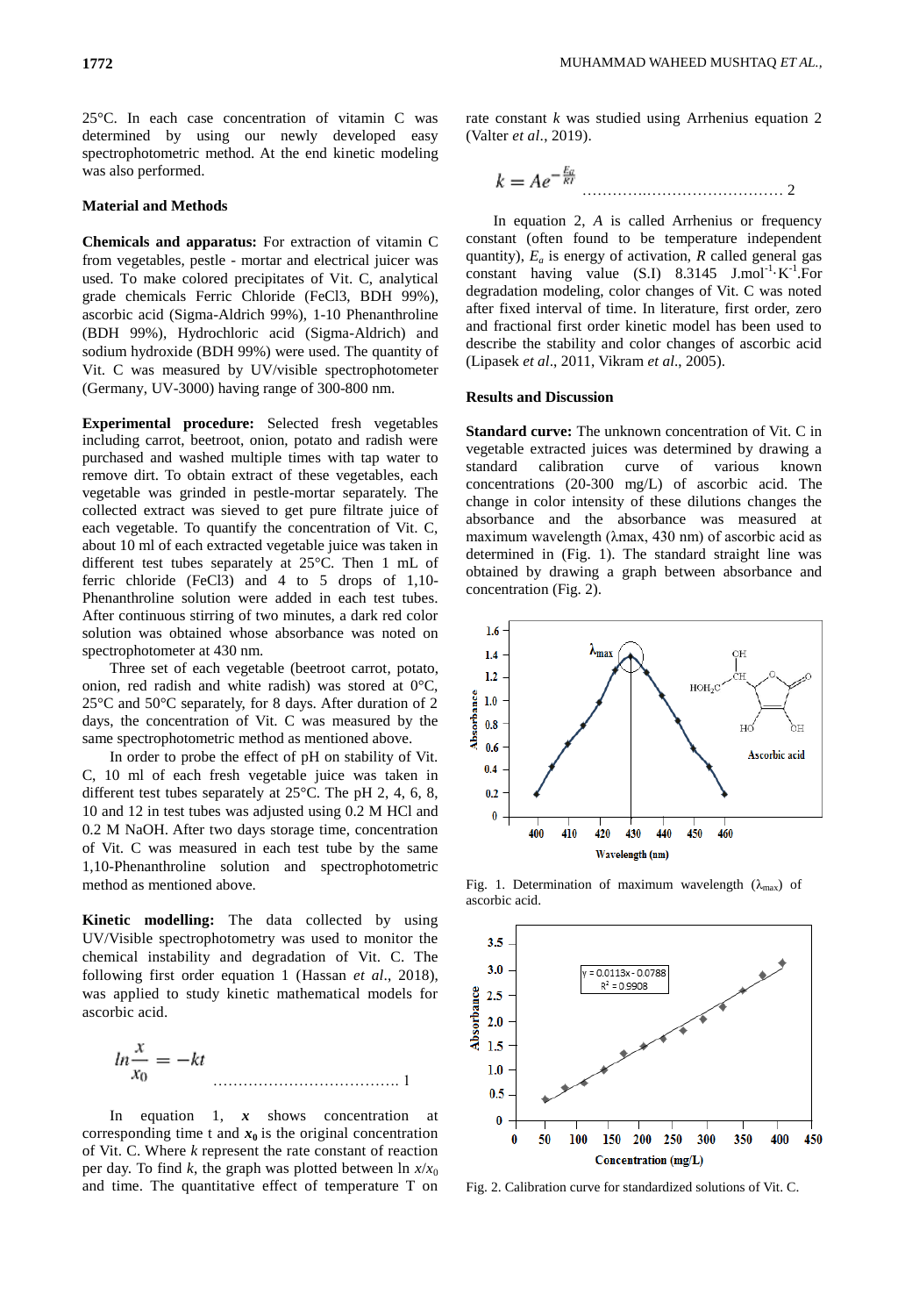25°C. In each case concentration of vitamin C was determined by using our newly developed easy spectrophotometric method. At the end kinetic modeling was also performed.

## Material and Methods

**Chemicals and apparatus:** For extraction of vitamin C from vegetables, pestle - mortar and electrical juicer was used. To make colored precipitates of Vit. C, analytical grade chemicals Ferric Chloride ($FeCl_3$, BDH 99%), ascorbic acid (Sigma-Aldrich 99%), 1-10 Phenanthroline (BDH 99%), Hydrochloric acid (Sigma-Aldrich) and sodium hydroxide (BDH 99%) were used. The quantity of Vit. C was measured by UV/visible spectrophotometer (Germany, UV-3000) having range of 300-800 nm.

**Experimental procedure:** Selected fresh vegetables including carrot, beetroot, onion, potato and radish were purchased and washed multiple times with tap water to remove dirt. To obtain extract of these vegetables, each vegetable was grinded in pestle-mortar separately. The collected extract was sieved to get pure filtrate juice of each vegetable. To quantify the concentration of Vit. C, about 10 ml of each extracted vegetable juice was taken in different test tubes separately at 25°C. Then 1 mL of ferric chloride ($FeCl_3$) and 4 to 5 drops of 1,10-Phenanthroline solution were added in each test tubes. After continuous stirring of two minutes, a dark red color solution was obtained whose absorbance was noted on spectrophotometer at 430 nm.

Three set of each vegetable (beetroot carrot, potato, onion, red radish and white radish) was stored at 0°C, 25°C and 50°C separately, for 8 days. After duration of 2 days, the concentration of Vit. C was measured by the same spectrophotometric method as mentioned above.

In order to probe the effect of pH on stability of Vit. C, 10 ml of each fresh vegetable juice was taken in different test tubes separately at 25°C. The pH 2, 4, 6, 8, 10 and 12 in test tubes was adjusted using 0.2 M HCl and 0.2 M NaOH. After two days storage time, concentration of Vit. C was measured in each test tube by the same 1,10-Phenanthroline solution and spectrophotometric method as mentioned above.

**Kinetic modelling:** The data collected by using UV/Visible spectrophotometry was used to monitor the chemical instability and degradation of Vit. C. The following first order equation 1 (Hassan *et al*., 2018), was applied to study kinetic mathematical models for ascorbic acid.

$$ln\frac{x}{x_0} = -kt \quad \text{.................................... 1}$$

In equation 1, $x$ shows concentration at corresponding time t and $x_0$ is the original concentration of Vit. C. Where $k$ represent the rate constant of reaction per day. To find $k$, the graph was plotted between ln $x/x_0$ and time. The quantitative effect of temperature T on rate constant $k$ was studied using Arrhenius equation 2 (Valter *et al*., 2019).

$$k = Ae^{-\frac{E_a}{RT}} \quad \text{........................................ 2}$$

In equation 2, $A$ is called Arrhenius or frequency constant (often found to be temperature independent quantity), $E_a$ is energy of activation, $R$ called general gas constant having value (S.I) 8.3145 $J.mol^{-1}.K^{-1}$.For degradation modeling, color changes of Vit. C was noted after fixed interval of time. In literature, first order, zero and fractional first order kinetic model has been used to describe the stability and color changes of ascorbic acid (Lipasek *et al*., 2011, Vikram *et al*., 2005).

## Results and Discussion

**Standard curve:** The unknown concentration of Vit. C in vegetable extracted juices was determined by drawing a standard calibration curve of various known concentrations (20-300 mg/L) of ascorbic acid. The change in color intensity of these dilutions changes the absorbance and the absorbance was measured at maximum wavelength (λmax, 430 nm) of ascorbic acid as determined in (Fig. 1). The standard straight line was obtained by drawing a graph between absorbance and concentration (Fig. 2).

Fig. 1. Determination of maximum wavelength ($\lambda_{max}$) of ascorbic acid.

Fig. 2. Calibration curve for standardized solutions of Vit. C.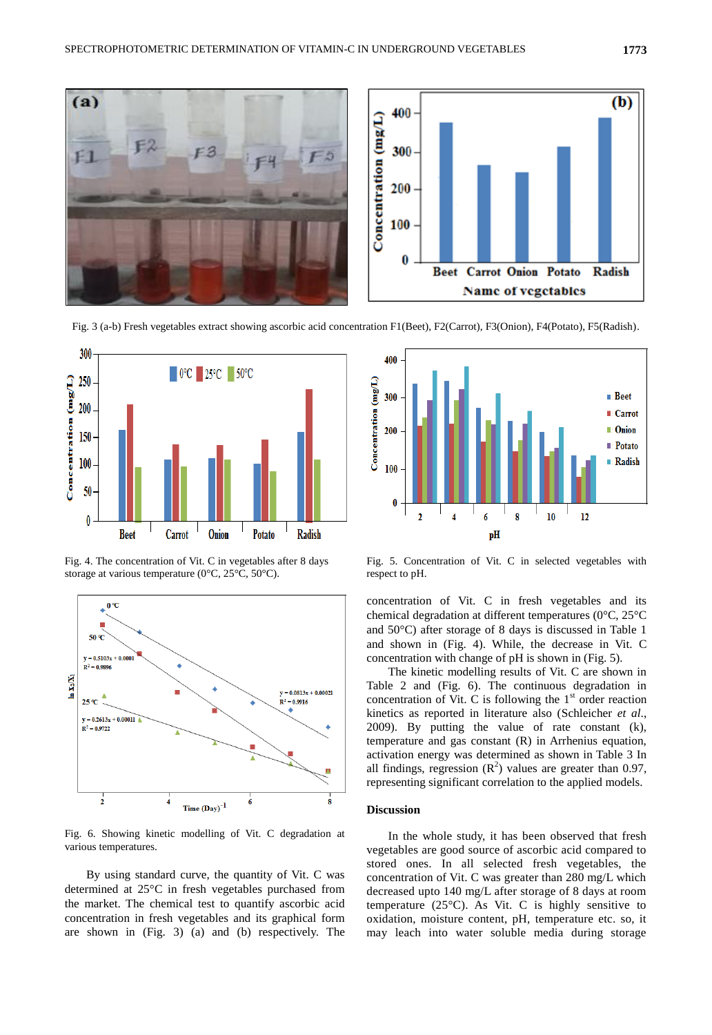Fig. 3 (a-b) Fresh vegetables extract showing ascorbic acid concentration F1(Beet), F2(Carrot), F3(Onion), F4(Potato), F5(Radish).

Fig. 4. The concentration of Vit. C in vegetables after 8 days storage at various temperature (0°C, 25°C, 50°C).

Fig. 5. Concentration of Vit. C in selected vegetables with respect to pH.

Fig. 6. Showing kinetic modelling of Vit. C degradation at various temperatures.

By using standard curve, the quantity of Vit. C was determined at 25°C in fresh vegetables purchased from the market. The chemical test to quantify ascorbic acid concentration in fresh vegetables and its graphical form are shown in (Fig. 3) (a) and (b) respectively. The concentration of Vit. C in fresh vegetables and its chemical degradation at different temperatures (0°C, 25°C and 50°C) after storage of 8 days is discussed in Table 1 and shown in (Fig. 4). While, the decrease in Vit. C concentration with change of pH is shown in (Fig. 5).

The kinetic modelling results of Vit. C are shown in Table 2 and (Fig. 6). The continuous degradation in concentration of Vit. C is following the 1[st] order reaction kinetics as reported in literature also (Schleicher *et al*., 2009). By putting the value of rate constant (k), temperature and gas constant (R) in Arrhenius equation, activation energy was determined as shown in Table 3 In all findings, regression ($R^2$) values are greater than 0.97, representing significant correlation to the applied models.

## Discussion

In the whole study, it has been observed that fresh vegetables are good source of ascorbic acid compared to stored ones. In all selected fresh vegetables, the concentration of Vit. C was greater than 280 mg/L which decreased upto 140 mg/L after storage of 8 days at room temperature (25°C). As Vit. C is highly sensitive to oxidation, moisture content, pH, temperature etc. so, it may leach into water soluble media during storage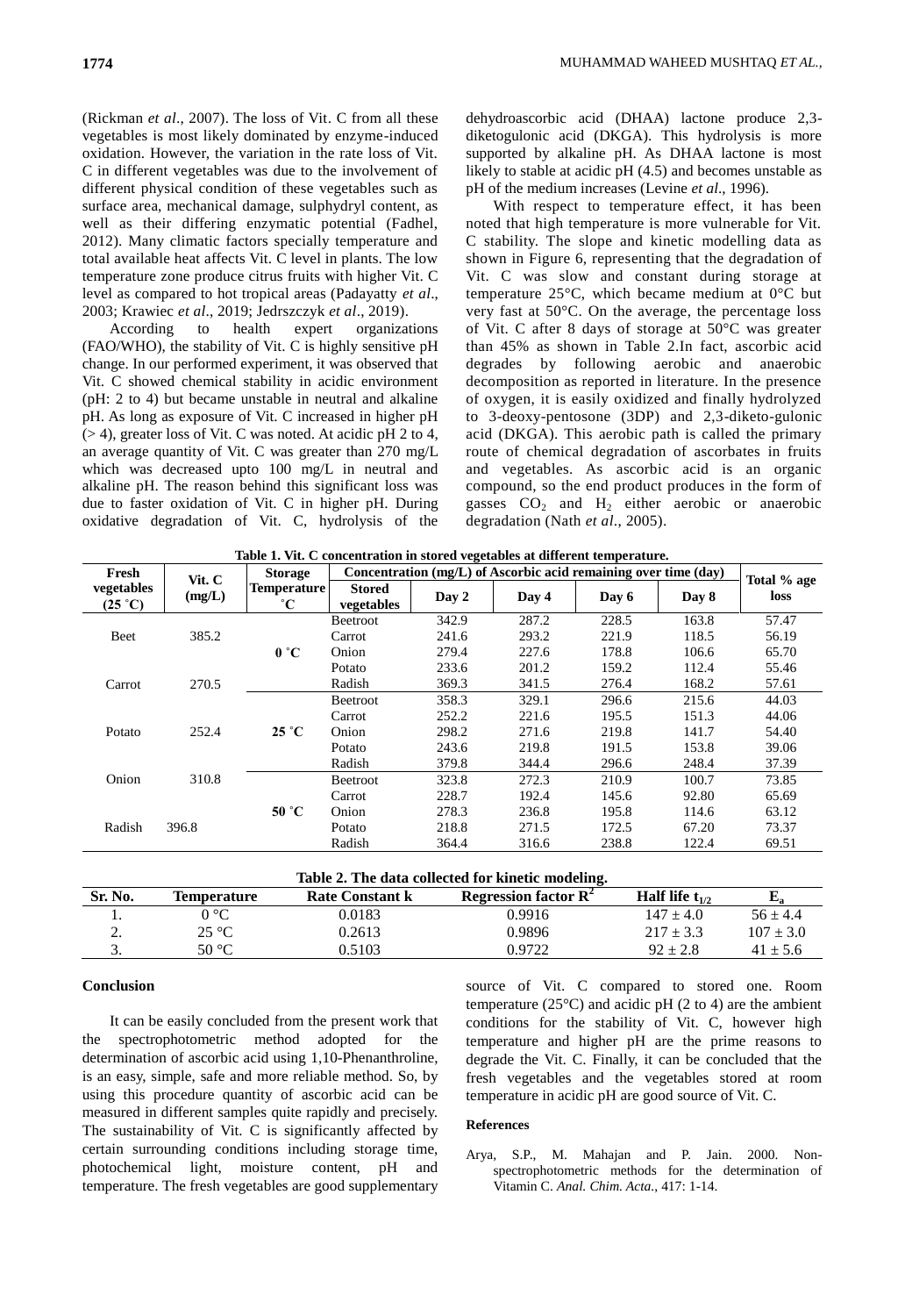(Rickman *et al*., 2007). The loss of Vit. C from all these vegetables is most likely dominated by enzyme-induced oxidation. However, the variation in the rate loss of Vit. C in different vegetables was due to the involvement of different physical condition of these vegetables such as surface area, mechanical damage, sulphydryl content, as well as their differing enzymatic potential (Fadhel, 2012). Many climatic factors specially temperature and total available heat affects Vit. C level in plants. The low temperature zone produce citrus fruits with higher Vit. C level as compared to hot tropical areas (Padayatty *et al*., 2003; Krawiec *et al*., 2019; Jedrszczyk *et al*., 2019).

According to health expert organizations (FAO/WHO), the stability of Vit. C is highly sensitive pH change. In our performed experiment, it was observed that Vit. C showed chemical stability in acidic environment (pH: 2 to 4) but became unstable in neutral and alkaline pH. As long as exposure of Vit. C increased in higher pH (> 4), greater loss of Vit. C was noted. At acidic pH 2 to 4, an average quantity of Vit. C was greater than 270 mg/L which was decreased upto 100 mg/L in neutral and alkaline pH. The reason behind this significant loss was due to faster oxidation of Vit. C in higher pH. During oxidative degradation of Vit. C, hydrolysis of the dehydroascorbic acid (DHAA) lactone produce 2,3-diketogulonic acid (DKGA). This hydrolysis is more supported by alkaline pH. As DHAA lactone is most likely to stable at acidic pH (4.5) and becomes unstable as pH of the medium increases (Levine *et al*., 1996).

With respect to temperature effect, it has been noted that high temperature is more vulnerable for Vit. C stability. The slope and kinetic modelling data as shown in Figure 6, representing that the degradation of Vit. C was slow and constant during storage at temperature 25°C, which became medium at 0°C but very fast at 50°C. On the average, the percentage loss of Vit. C after 8 days of storage at 50°C was greater than 45% as shown in Table 2.In fact, ascorbic acid degrades by following aerobic and anaerobic decomposition as reported in literature. In the presence of oxygen, it is easily oxidized and finally hydrolyzed to 3-deoxy-pentosone (3DP) and 2,3-diketo-gulonic acid (DKGA). This aerobic path is called the primary route of chemical degradation of ascorbates in fruits and vegetables. As ascorbic acid is an organic compound, so the end product produces in the form of gasses $CO_2$ and $H_2$ either aerobic or anaerobic degradation (Nath *et al*., 2005).

**Table 1. Vit. C concentration in stored vegetables at different temperature.**

| Fresh vegetables (25 °C) | Vit. C (mg/L) | Storage Temperature °C | Concentration (mg/L) of Ascorbic acid remaining over time (day) | | | | | Total % age loss |
|---|---|---|---|---|---|---|---|---|
| | | | Stored vegetables | Day 2 | Day 4 | Day 6 | Day 8 | |
| Beet | 385.2 | 0 °C | Beetroot | 342.9 | 287.2 | 228.5 | 163.8 | 57.47 |
| | | | Carrot | 241.6 | 293.2 | 221.9 | 118.5 | 56.19 |
| | | | Onion | 279.4 | 227.6 | 178.8 | 106.6 | 65.70 |
| | | | Potato | 233.6 | 201.2 | 159.2 | 112.4 | 55.46 |
| Carrot | 270.5 | | Radish | 369.3 | 341.5 | 276.4 | 168.2 | 57.61 |
| | | 25 °C | Beetroot | 358.3 | 329.1 | 296.6 | 215.6 | 44.03 |
| | | | Carrot | 252.2 | 221.6 | 195.5 | 151.3 | 44.06 |
| Potato | 252.4 | | Onion | 298.2 | 271.6 | 219.8 | 141.7 | 54.40 |
| | | | Potato | 243.6 | 219.8 | 191.5 | 153.8 | 39.06 |
| | | | Radish | 379.8 | 344.4 | 296.6 | 248.4 | 37.39 |
| Onion | 310.8 | 50 °C | Beetroot | 323.8 | 272.3 | 210.9 | 100.7 | 73.85 |
| | | | Carrot | 228.7 | 192.4 | 145.6 | 92.80 | 65.69 |
| | | | Onion | 278.3 | 236.8 | 195.8 | 114.6 | 63.12 |
| Radish | 396.8 | | Potato | 218.8 | 271.5 | 172.5 | 67.20 | 73.37 |
| | | | Radish | 364.4 | 316.6 | 238.8 | 122.4 | 69.51 |

**Table 2. The data collected for kinetic modeling.**

| Sr. No. | Temperature | Rate Constant k | Regression factor $R^2$ | Half life $t_{1/2}$ | $E_a$ |
|---|---|---|---|---|---|
| 1. | 0 °C | 0.0183 | 0.9916 | 147 ± 4.0 | 56 ± 4.4 |
| 2. | 25 °C | 0.2613 | 0.9896 | 217 ± 3.3 | 107 ± 3.0 |
| 3. | 50 °C | 0.5103 | 0.9722 | 92 ± 2.8 | 41 ± 5.6 |

## Conclusion

It can be easily concluded from the present work that the spectrophotometric method adopted for the determination of ascorbic acid using 1,10-Phenanthroline, is an easy, simple, safe and more reliable method. So, by using this procedure quantity of ascorbic acid can be measured in different samples quite rapidly and precisely. The sustainability of Vit. C is significantly affected by certain surrounding conditions including storage time, photochemical light, moisture content, pH and temperature. The fresh vegetables are good supplementary source of Vit. C compared to stored one. Room temperature (25°C) and acidic pH (2 to 4) are the ambient conditions for the stability of Vit. C, however high temperature and higher pH are the prime reasons to degrade the Vit. C. Finally, it can be concluded that the fresh vegetables and the vegetables stored at room temperature in acidic pH are good source of Vit. C.

## References

Arya, S.P., M. Mahajan and P. Jain. 2000. Non-spectrophotometric methods for the determination of Vitamin C. *Anal. Chim. Acta*., 417: 1-14.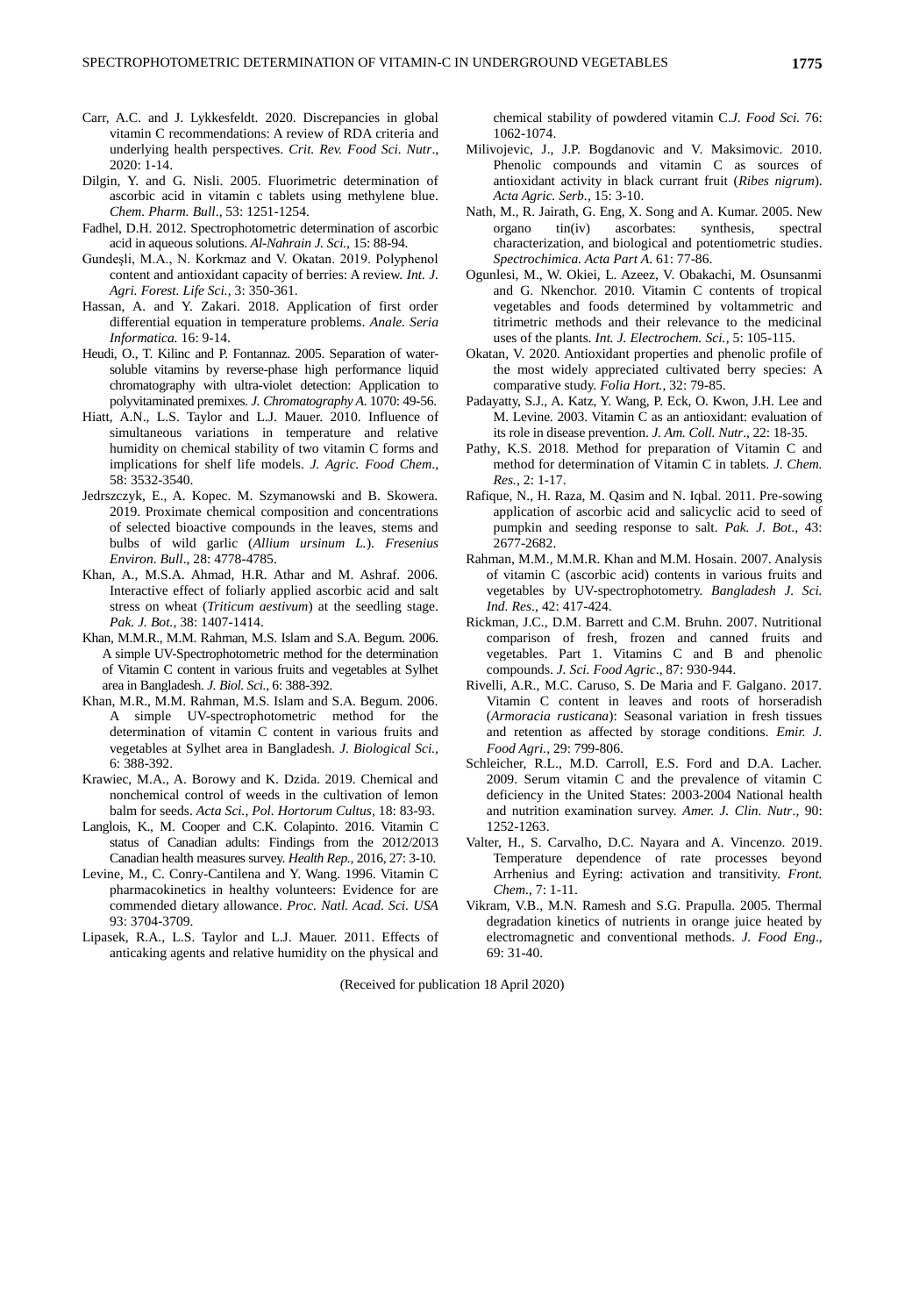Carr, A.C. and J. Lykkesfeldt. 2020. Discrepancies in global vitamin C recommendations: A review of RDA criteria and underlying health perspectives. *Crit. Rev. Food Sci. Nutr*., 2020: 1-14.

Dilgin, Y. and G. Nisli. 2005. Fluorimetric determination of ascorbic acid in vitamin c tablets using methylene blue. *Chem. Pharm. Bull*., 53: 1251-1254.

Fadhel, D.H. 2012. Spectrophotometric determination of ascorbic acid in aqueous solutions. *Al-Nahrain J. Sci.*, 15: 88-94.

Gundeşli, M.A., N. Korkmaz and V. Okatan. 2019. Polyphenol content and antioxidant capacity of berries: A review. *Int. J. Agri. Forest. Life Sci.*, 3: 350-361.

Hassan, A. and Y. Zakari. 2018. Application of first order differential equation in temperature problems. *Anale. Seria Informatica.* 16: 9-14.

Heudi, O., T. Kilinc and P. Fontannaz. 2005. Separation of water-soluble vitamins by reverse-phase high performance liquid chromatography with ultra-violet detection: Application to polyvitaminated premixes. *J. Chromatography A*. 1070: 49-56.

Hiatt, A.N., L.S. Taylor and L.J. Mauer. 2010. Influence of simultaneous variations in temperature and relative humidity on chemical stability of two vitamin C forms and implications for shelf life models. *J. Agric. Food Chem*., 58: 3532-3540.

Jedrszczyk, E., A. Kopec. M. Szymanowski and B. Skowera. 2019. Proximate chemical composition and concentrations of selected bioactive compounds in the leaves, stems and bulbs of wild garlic (*Allium ursinum L.*). *Fresenius Environ. Bull*., 28: 4778-4785.

Khan, A., M.S.A. Ahmad, H.R. Athar and M. Ashraf. 2006. Interactive effect of foliarly applied ascorbic acid and salt stress on wheat (*Triticum aestivum*) at the seedling stage. *Pak. J. Bot.*, 38: 1407-1414.

Khan, M.M.R., M.M. Rahman, M.S. Islam and S.A. Begum. 2006. A simple UV-Spectrophotometric method for the determination of Vitamin C content in various fruits and vegetables at Sylhet area in Bangladesh. *J. Biol. Sci.*, 6: 388-392.

Khan, M.R., M.M. Rahman, M.S. Islam and S.A. Begum. 2006. A simple UV-spectrophotometric method for the determination of vitamin C content in various fruits and vegetables at Sylhet area in Bangladesh. *J. Biological Sci.,* 6: 388-392.

Krawiec, M.A., A. Borowy and K. Dzida. 2019. Chemical and nonchemical control of weeds in the cultivation of lemon balm for seeds. *Acta Sci., Pol. Hortorum Cultus*, 18: 83-93.

Langlois, K., M. Cooper and C.K. Colapinto. 2016. Vitamin C status of Canadian adults: Findings from the 2012/2013 Canadian health measures survey. *Health Rep.*, 2016, 27: 3-10.

Levine, M., C. Conry-Cantilena and Y. Wang. 1996. Vitamin C pharmacokinetics in healthy volunteers: Evidence for are commended dietary allowance. *Proc. Natl. Acad. Sci. USA* 93: 3704-3709.

Lipasek, R.A., L.S. Taylor and L.J. Mauer. 2011. Effects of anticaking agents and relative humidity on the physical and chemical stability of powdered vitamin C.*J. Food Sci.* 76: 1062-1074.

Milivojevic, J., J.P. Bogdanovic and V. Maksimovic. 2010. Phenolic compounds and vitamin C as sources of antioxidant activity in black currant fruit (*Ribes nigrum*). *Acta Agric. Serb.*, 15: 3-10.

Nath, M., R. Jairath, G. Eng, X. Song and A. Kumar. 2005. New organo tin(iv) ascorbates: synthesis, spectral characterization, and biological and potentiometric studies. *Spectrochimica. Acta Part A*. 61: 77-86.

Ogunlesi, M., W. Okiei, L. Azeez, V. Obakachi, M. Osunsanmi and G. Nkenchor. 2010. Vitamin C contents of tropical vegetables and foods determined by voltammetric and titrimetric methods and their relevance to the medicinal uses of the plants. *Int. J. Electrochem. Sci.*, 5: 105-115.

Okatan, V. 2020. Antioxidant properties and phenolic profile of the most widely appreciated cultivated berry species: A comparative study. *Folia Hort.*, 32: 79-85.

Padayatty, S.J., A. Katz, Y. Wang, P. Eck, O. Kwon, J.H. Lee and M. Levine. 2003. Vitamin C as an antioxidant: evaluation of its role in disease prevention. *J. Am. Coll. Nutr*., 22: 18-35.

Pathy, K.S. 2018. Method for preparation of Vitamin C and method for determination of Vitamin C in tablets. *J. Chem. Res.*, 2: 1-17.

Rafique, N., H. Raza, M. Qasim and N. Iqbal. 2011. Pre-sowing application of ascorbic acid and salicylic acid to seed of pumpkin and seeding response to salt. *Pak. J. Bot.*, 43: 2677-2682.

Rahman, M.M., M.M.R. Khan and M.M. Hosain. 2007. Analysis of vitamin C (ascorbic acid) contents in various fruits and vegetables by UV-spectrophotometry. *Bangladesh J. Sci. Ind. Res*., 42: 417-424.

Rickman, J.C., D.M. Barrett and C.M. Bruhn. 2007. Nutritional comparison of fresh, frozen and canned fruits and vegetables. Part 1. Vitamins C and B and phenolic compounds. *J. Sci. Food Agric*., 87: 930-944.

Rivelli, A.R., M.C. Caruso, S. De Maria and F. Galgano. 2017. Vitamin C content in leaves and roots of horseradish (*Armoracia rusticana*): Seasonal variation in fresh tissues and retention as affected by storage conditions. *Emir. J. Food Agri.*, 29: 799-806.

Schleicher, R.L., M.D. Carroll, E.S. Ford and D.A. Lacher. 2009. Serum vitamin C and the prevalence of vitamin C deficiency in the United States: 2003-2004 National health and nutrition examination survey. *Amer. J. Clin. Nutr*., 90: 1252-1263.

Valter, H., S. Carvalho, D.C. Nayara and A. Vincenzo. 2019. Temperature dependence of rate processes beyond Arrhenius and Eyring: activation and transitivity. *Front. Chem*., 7: 1-11.

Vikram, V.B., M.N. Ramesh and S.G. Prapulla. 2005. Thermal degradation kinetics of nutrients in orange juice heated by electromagnetic and conventional methods. *J. Food Eng*., 69: 31-40.

(Received for publication 18 April 2020)